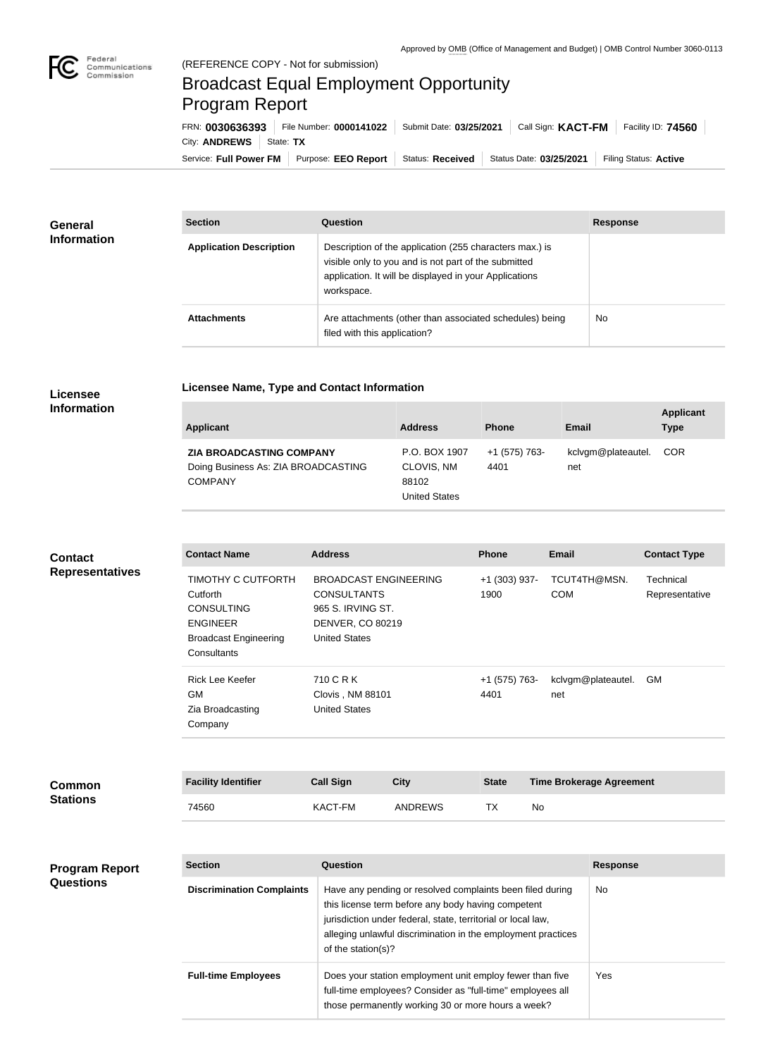Approved by OMB (Office of Management and Budget) | OMB Control Number 3060-0113

(REFERENCE COPY - Not for submission)

# Broadcast Equal Employment Opportunity Program Report

FRN: **0030636393** | File Number: **0000141022** | Submit Date: **03/25/2021** | Call Sign: **KACT-FM** | Facility ID: **74560** | City: **ANDREWS** | State: **TX**

Service: **Full Power FM** | Purpose: **EEO Report** | Status: **Received** | Status Date: **03/25/2021** | Filing Status: **Active**

## General Information

| Section | Question | Response |
| --- | --- | --- |
| **Application Description** | Description of the application (255 characters max.) is visible only to you and is not part of the submitted application. It will be displayed in your Applications workspace. | |
| **Attachments** | Are attachments (other than associated schedules) being filed with this application? | No |

## Licensee Information

### Licensee Name, Type and Contact Information

| Applicant | Address | Phone | Email | Applicant Type |
| --- | --- | --- | --- | --- |
| **ZIA BROADCASTING COMPANY**<br>Doing Business As: ZIA BROADCASTING COMPANY | P.O. BOX 1907<br>CLOVIS, NM 88102<br>United States | +1 (575) 763-4401 | kclvgm@plateautel.net | COR |

## Contact Representatives

| Contact Name | Address | Phone | Email | Contact Type |
| --- | --- | --- | --- | --- |
| TIMOTHY C CUTFORTH<br>Cutforth<br>CONSULTING ENGINEER<br>Broadcast Engineering Consultants | BROADCAST ENGINEERING CONSULTANTS<br>965 S. IRVING ST.<br>DENVER, CO 80219<br>United States | +1 (303) 937-1900 | TCUT4TH@MSN.COM | Technical Representative |
| Rick Lee Keefer<br>GM<br>Zia Broadcasting Company | 710 C R K<br>Clovis , NM 88101<br>United States | +1 (575) 763-4401 | kclvgm@plateautel.net | GM |

## Common Stations

| Facility Identifier | Call Sign | City | State | Time Brokerage Agreement |
| --- | --- | --- | --- | --- |
| 74560 | KACT-FM | ANDREWS | TX | No |

## Program Report Questions

| Section | Question | Response |
| --- | --- | --- |
| **Discrimination Complaints** | Have any pending or resolved complaints been filed during this license term before any body having competent jurisdiction under federal, state, territorial or local law, alleging unlawful discrimination in the employment practices of the station(s)? | No |
| **Full-time Employees** | Does your station employment unit employ fewer than five full-time employees? Consider as "full-time" employees all those permanently working 30 or more hours a week? | Yes |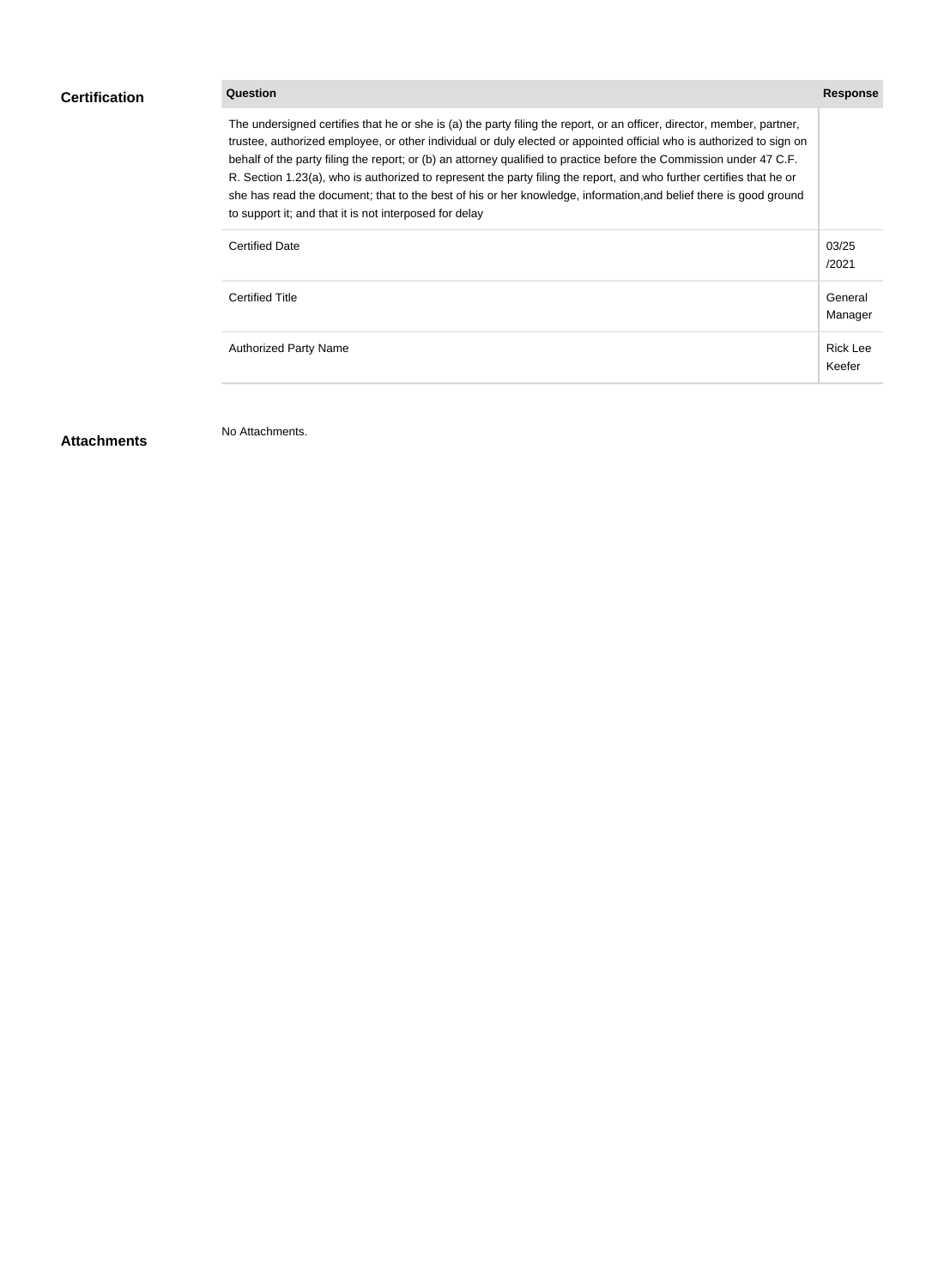## Certification

| Question | Response |
|---|---|
| The undersigned certifies that he or she is (a) the party filing the report, or an officer, director, member, partner, trustee, authorized employee, or other individual or duly elected or appointed official who is authorized to sign on behalf of the party filing the report; or (b) an attorney qualified to practice before the Commission under 47 C.F. R. Section 1.23(a), who is authorized to represent the party filing the report, and who further certifies that he or she has read the document; that to the best of his or her knowledge, information,and belief there is good ground to support it; and that it is not interposed for delay | |
| Certified Date | 03/25/2021 |
| Certified Title | General Manager |
| Authorized Party Name | Rick Lee Keefer |

## Attachments

No Attachments.